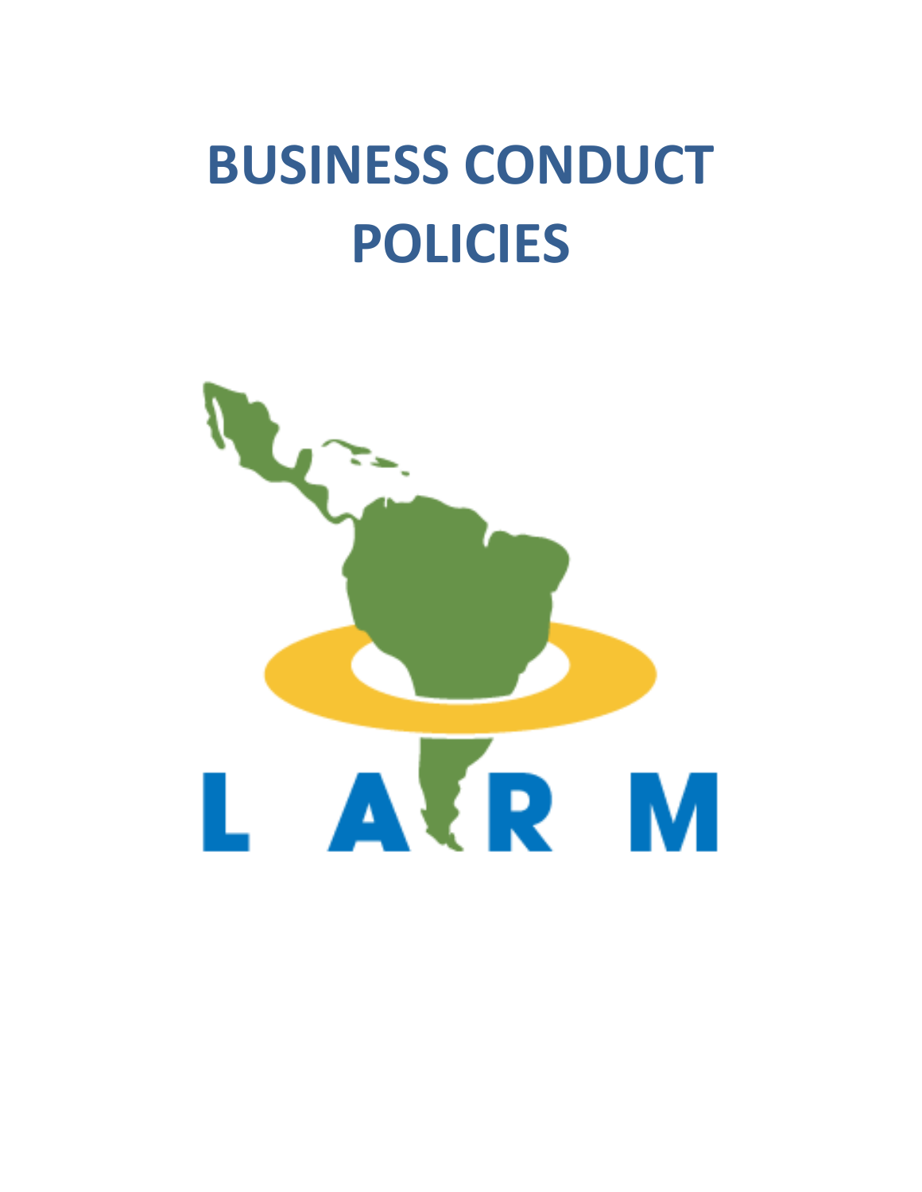# BUSINESS CONDUCT POLICIES

L A R M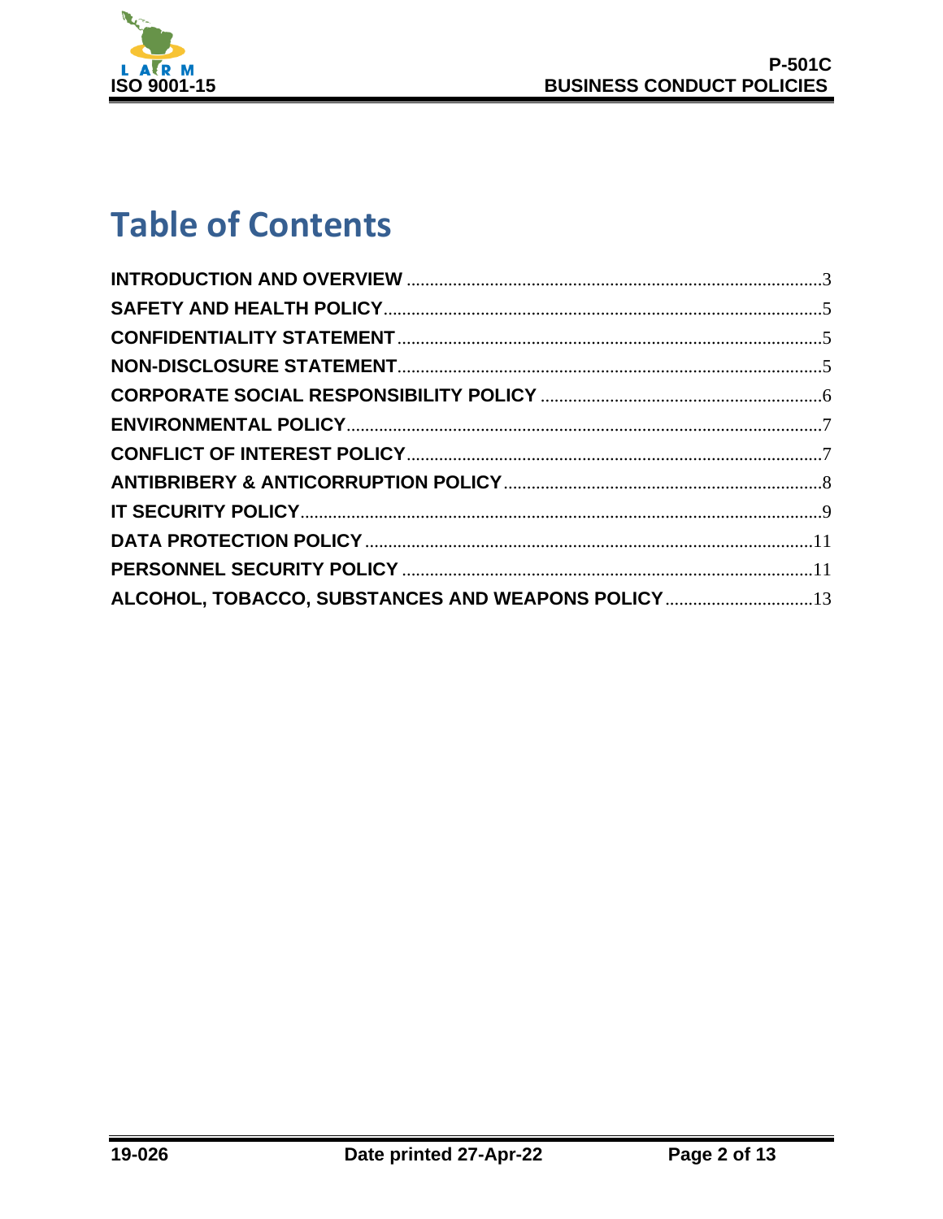# Table of Contents

INTRODUCTION AND OVERVIEW .......... 3
SAFETY AND HEALTH POLICY .......... 5
CONFIDENTIALITY STATEMENT .......... 5
NON-DISCLOSURE STATEMENT .......... 5
CORPORATE SOCIAL RESPONSIBILITY POLICY .......... 6
ENVIRONMENTAL POLICY .......... 7
CONFLICT OF INTEREST POLICY .......... 7
ANTIBRIBERY & ANTICORRUPTION POLICY .......... 8
IT SECURITY POLICY .......... 9
DATA PROTECTION POLICY .......... 11
PERSONNEL SECURITY POLICY .......... 11
ALCOHOL, TOBACCO, SUBSTANCES AND WEAPONS POLICY .......... 13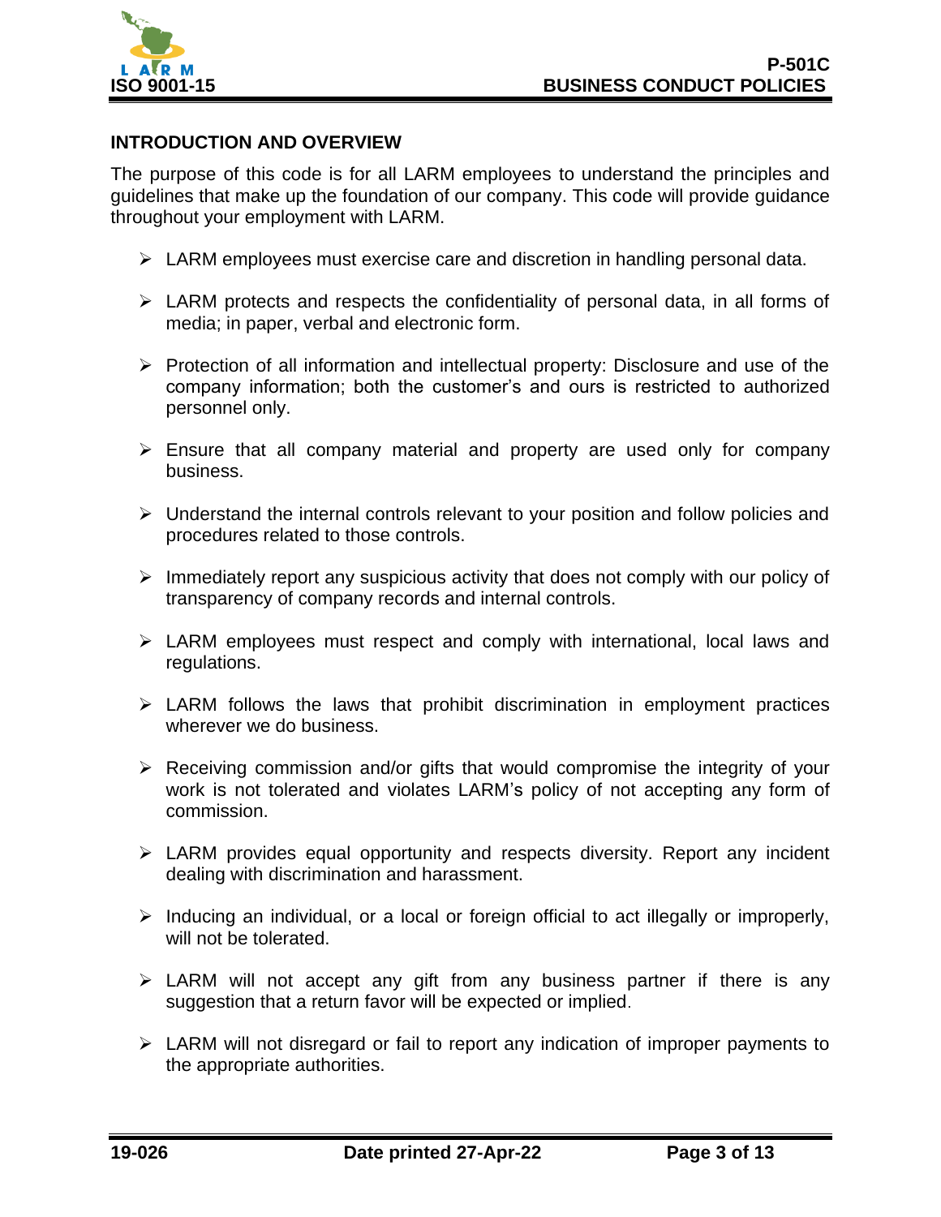## INTRODUCTION AND OVERVIEW

The purpose of this code is for all LARM employees to understand the principles and guidelines that make up the foundation of our company. This code will provide guidance throughout your employment with LARM.

- LARM employees must exercise care and discretion in handling personal data.
- LARM protects and respects the confidentiality of personal data, in all forms of media; in paper, verbal and electronic form.
- Protection of all information and intellectual property: Disclosure and use of the company information; both the customer's and ours is restricted to authorized personnel only.
- Ensure that all company material and property are used only for company business.
- Understand the internal controls relevant to your position and follow policies and procedures related to those controls.
- Immediately report any suspicious activity that does not comply with our policy of transparency of company records and internal controls.
- LARM employees must respect and comply with international, local laws and regulations.
- LARM follows the laws that prohibit discrimination in employment practices wherever we do business.
- Receiving commission and/or gifts that would compromise the integrity of your work is not tolerated and violates LARM's policy of not accepting any form of commission.
- LARM provides equal opportunity and respects diversity. Report any incident dealing with discrimination and harassment.
- Inducing an individual, or a local or foreign official to act illegally or improperly, will not be tolerated.
- LARM will not accept any gift from any business partner if there is any suggestion that a return favor will be expected or implied.
- LARM will not disregard or fail to report any indication of improper payments to the appropriate authorities.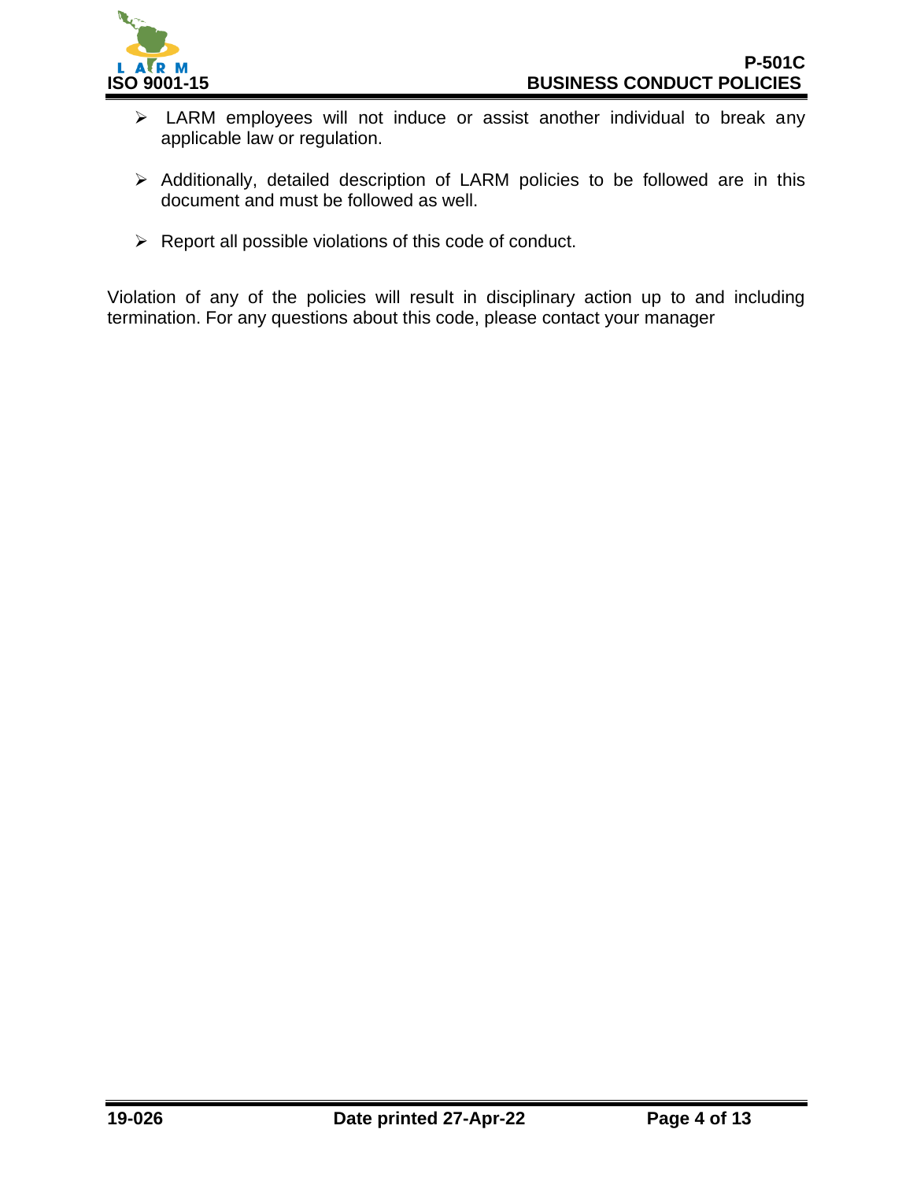- LARM employees will not induce or assist another individual to break any applicable law or regulation.

- Additionally, detailed description of LARM policies to be followed are in this document and must be followed as well.

- Report all possible violations of this code of conduct.

Violation of any of the policies will result in disciplinary action up to and including termination. For any questions about this code, please contact your manager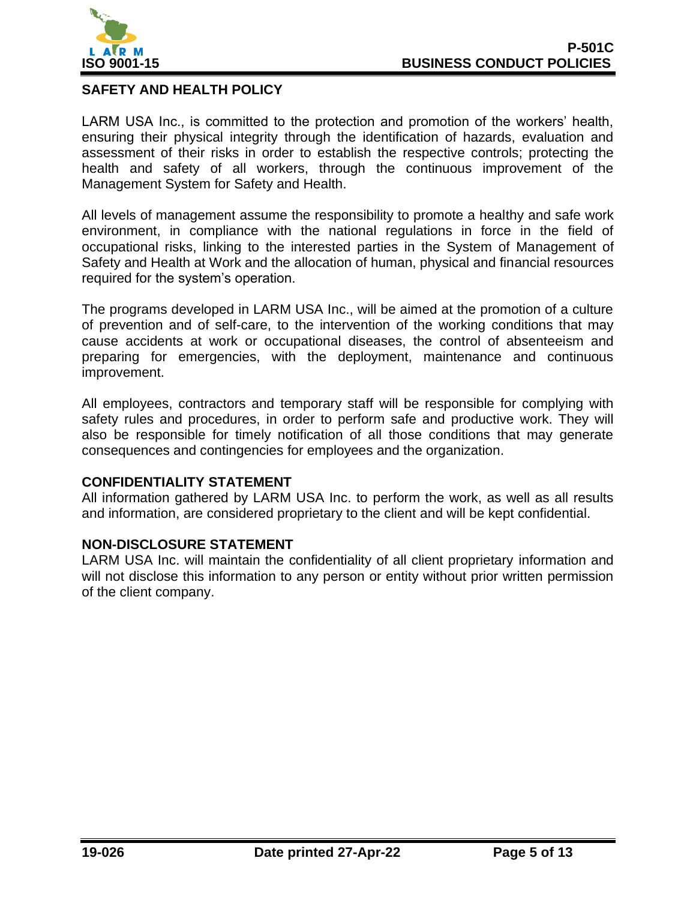## SAFETY AND HEALTH POLICY

LARM USA Inc., is committed to the protection and promotion of the workers' health, ensuring their physical integrity through the identification of hazards, evaluation and assessment of their risks in order to establish the respective controls; protecting the health and safety of all workers, through the continuous improvement of the Management System for Safety and Health.

All levels of management assume the responsibility to promote a healthy and safe work environment, in compliance with the national regulations in force in the field of occupational risks, linking to the interested parties in the System of Management of Safety and Health at Work and the allocation of human, physical and financial resources required for the system's operation.

The programs developed in LARM USA Inc., will be aimed at the promotion of a culture of prevention and of self-care, to the intervention of the working conditions that may cause accidents at work or occupational diseases, the control of absenteeism and preparing for emergencies, with the deployment, maintenance and continuous improvement.

All employees, contractors and temporary staff will be responsible for complying with safety rules and procedures, in order to perform safe and productive work. They will also be responsible for timely notification of all those conditions that may generate consequences and contingencies for employees and the organization.

## CONFIDENTIALITY STATEMENT

All information gathered by LARM USA Inc. to perform the work, as well as all results and information, are considered proprietary to the client and will be kept confidential.

## NON-DISCLOSURE STATEMENT

LARM USA Inc. will maintain the confidentiality of all client proprietary information and will not disclose this information to any person or entity without prior written permission of the client company.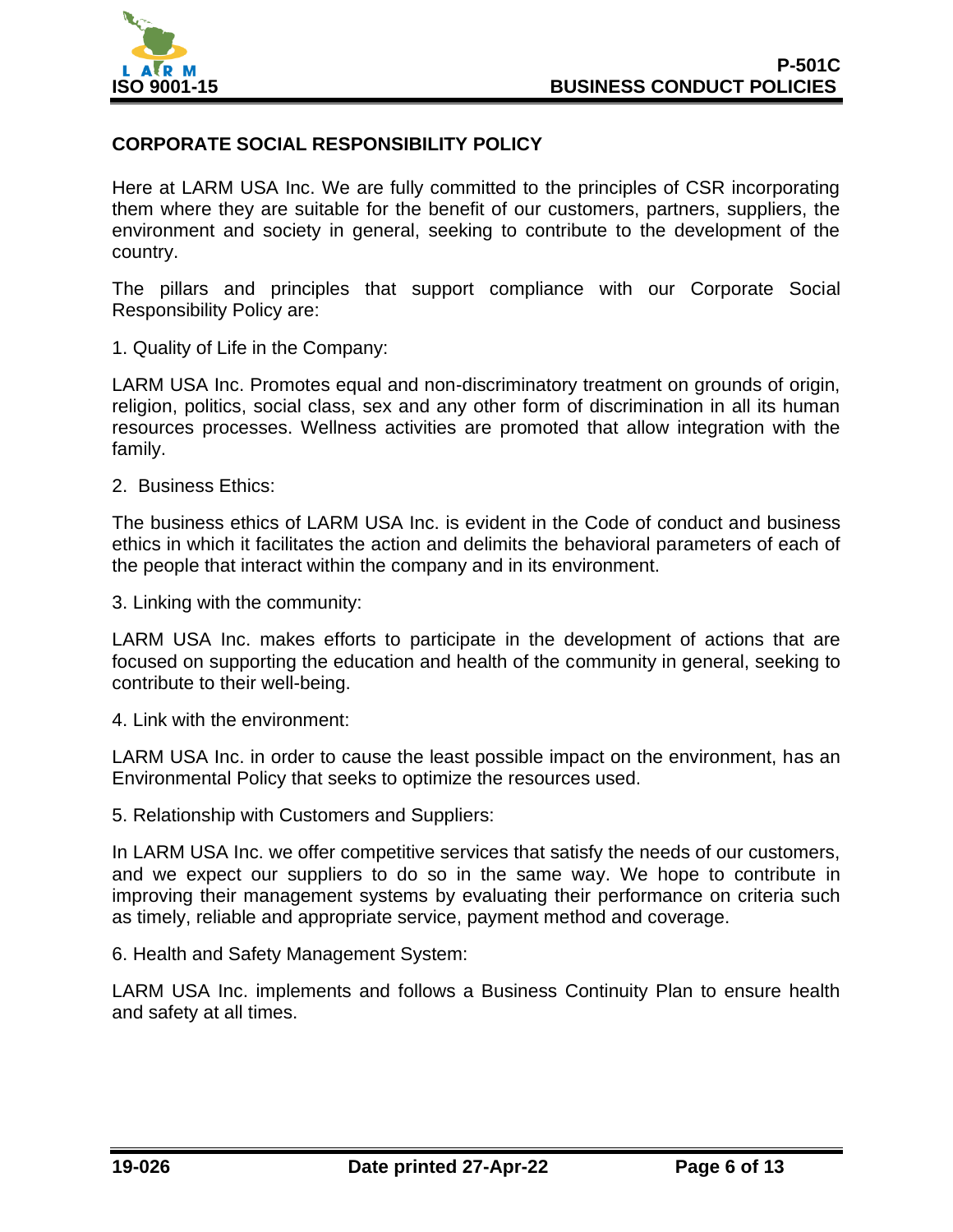## CORPORATE SOCIAL RESPONSIBILITY POLICY

Here at LARM USA Inc. We are fully committed to the principles of CSR incorporating them where they are suitable for the benefit of our customers, partners, suppliers, the environment and society in general, seeking to contribute to the development of the country.

The pillars and principles that support compliance with our Corporate Social Responsibility Policy are:

1. Quality of Life in the Company:

LARM USA Inc. Promotes equal and non-discriminatory treatment on grounds of origin, religion, politics, social class, sex and any other form of discrimination in all its human resources processes. Wellness activities are promoted that allow integration with the family.

2. Business Ethics:

The business ethics of LARM USA Inc. is evident in the Code of conduct and business ethics in which it facilitates the action and delimits the behavioral parameters of each of the people that interact within the company and in its environment.

3. Linking with the community:

LARM USA Inc. makes efforts to participate in the development of actions that are focused on supporting the education and health of the community in general, seeking to contribute to their well-being.

4. Link with the environment:

LARM USA Inc. in order to cause the least possible impact on the environment, has an Environmental Policy that seeks to optimize the resources used.

5. Relationship with Customers and Suppliers:

In LARM USA Inc. we offer competitive services that satisfy the needs of our customers, and we expect our suppliers to do so in the same way. We hope to contribute in improving their management systems by evaluating their performance on criteria such as timely, reliable and appropriate service, payment method and coverage.

6. Health and Safety Management System:

LARM USA Inc. implements and follows a Business Continuity Plan to ensure health and safety at all times.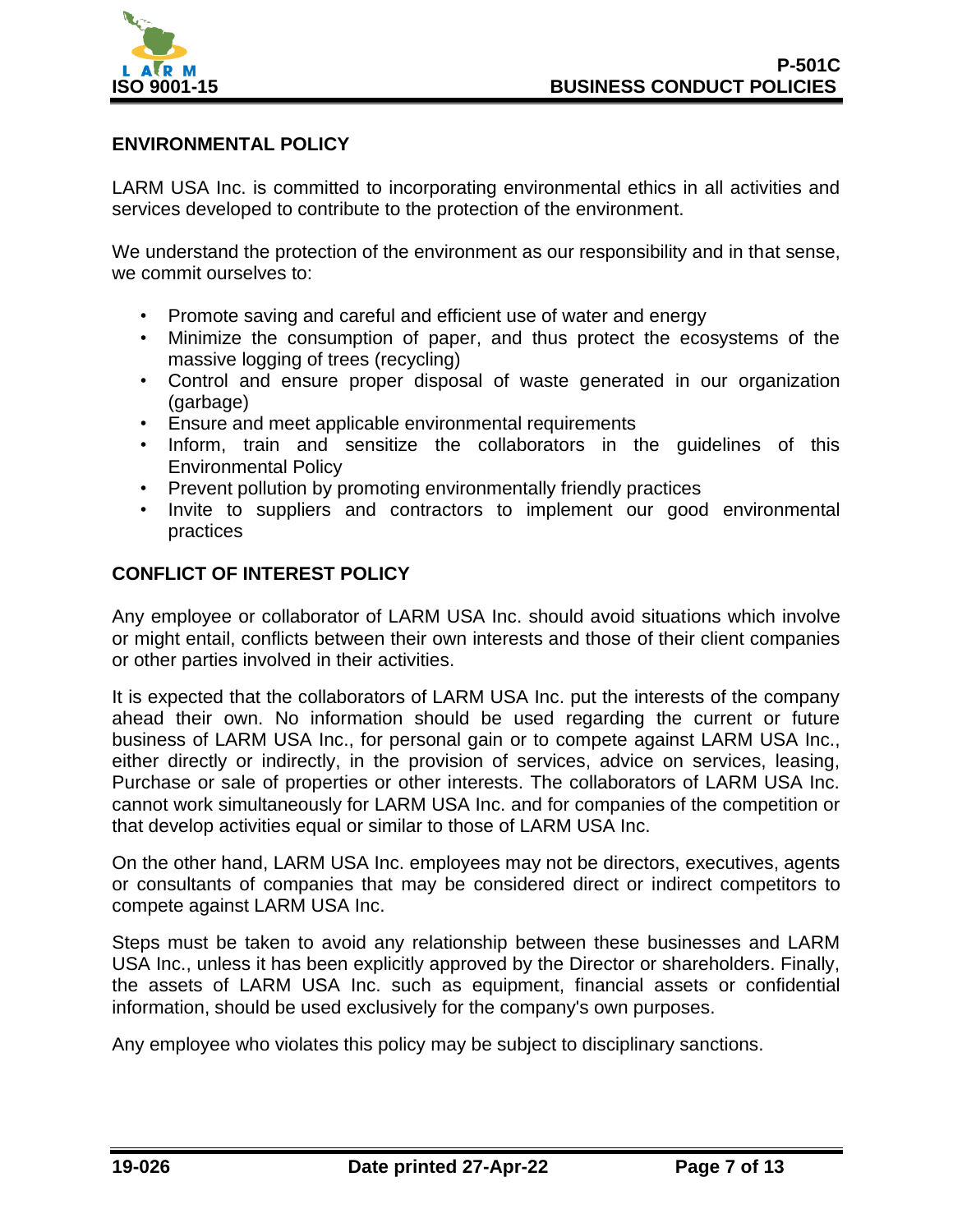## ENVIRONMENTAL POLICY

LARM USA Inc. is committed to incorporating environmental ethics in all activities and services developed to contribute to the protection of the environment.

We understand the protection of the environment as our responsibility and in that sense, we commit ourselves to:

- Promote saving and careful and efficient use of water and energy
- Minimize the consumption of paper, and thus protect the ecosystems of the massive logging of trees (recycling)
- Control and ensure proper disposal of waste generated in our organization (garbage)
- Ensure and meet applicable environmental requirements
- Inform, train and sensitize the collaborators in the guidelines of this Environmental Policy
- Prevent pollution by promoting environmentally friendly practices
- Invite to suppliers and contractors to implement our good environmental practices

## CONFLICT OF INTEREST POLICY

Any employee or collaborator of LARM USA Inc. should avoid situations which involve or might entail, conflicts between their own interests and those of their client companies or other parties involved in their activities.

It is expected that the collaborators of LARM USA Inc. put the interests of the company ahead their own. No information should be used regarding the current or future business of LARM USA Inc., for personal gain or to compete against LARM USA Inc., either directly or indirectly, in the provision of services, advice on services, leasing, Purchase or sale of properties or other interests. The collaborators of LARM USA Inc. cannot work simultaneously for LARM USA Inc. and for companies of the competition or that develop activities equal or similar to those of LARM USA Inc.

On the other hand, LARM USA Inc. employees may not be directors, executives, agents or consultants of companies that may be considered direct or indirect competitors to compete against LARM USA Inc.

Steps must be taken to avoid any relationship between these businesses and LARM USA Inc., unless it has been explicitly approved by the Director or shareholders. Finally, the assets of LARM USA Inc. such as equipment, financial assets or confidential information, should be used exclusively for the company's own purposes.

Any employee who violates this policy may be subject to disciplinary sanctions.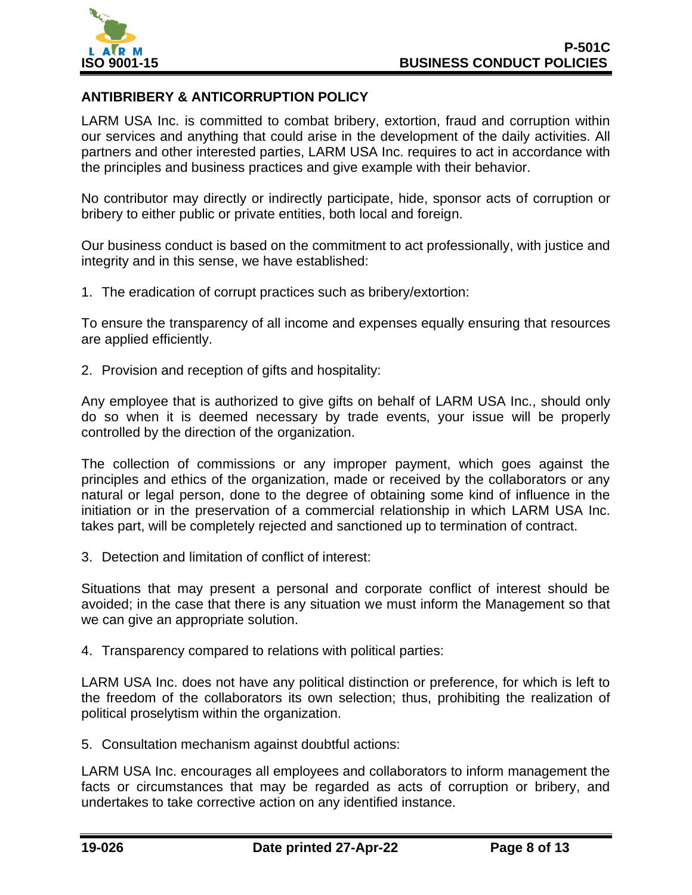## ANTIBRIBERY & ANTICORRUPTION POLICY

LARM USA Inc. is committed to combat bribery, extortion, fraud and corruption within our services and anything that could arise in the development of the daily activities. All partners and other interested parties, LARM USA Inc. requires to act in accordance with the principles and business practices and give example with their behavior.

No contributor may directly or indirectly participate, hide, sponsor acts of corruption or bribery to either public or private entities, both local and foreign.

Our business conduct is based on the commitment to act professionally, with justice and integrity and in this sense, we have established:

1. The eradication of corrupt practices such as bribery/extortion:

To ensure the transparency of all income and expenses equally ensuring that resources are applied efficiently.

2. Provision and reception of gifts and hospitality:

Any employee that is authorized to give gifts on behalf of LARM USA Inc., should only do so when it is deemed necessary by trade events, your issue will be properly controlled by the direction of the organization.

The collection of commissions or any improper payment, which goes against the principles and ethics of the organization, made or received by the collaborators or any natural or legal person, done to the degree of obtaining some kind of influence in the initiation or in the preservation of a commercial relationship in which LARM USA Inc. takes part, will be completely rejected and sanctioned up to termination of contract.

3. Detection and limitation of conflict of interest:

Situations that may present a personal and corporate conflict of interest should be avoided; in the case that there is any situation we must inform the Management so that we can give an appropriate solution.

4. Transparency compared to relations with political parties:

LARM USA Inc. does not have any political distinction or preference, for which is left to the freedom of the collaborators its own selection; thus, prohibiting the realization of political proselytism within the organization.

5. Consultation mechanism against doubtful actions:

LARM USA Inc. encourages all employees and collaborators to inform management the facts or circumstances that may be regarded as acts of corruption or bribery, and undertakes to take corrective action on any identified instance.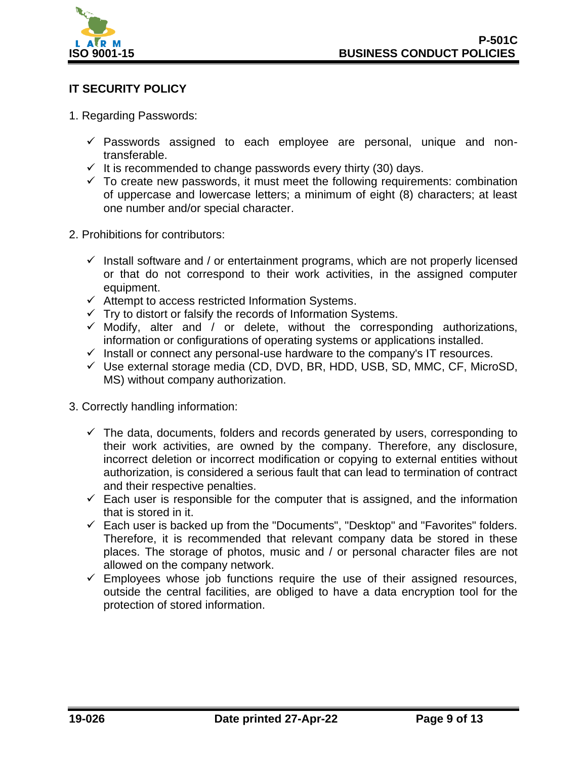## IT SECURITY POLICY

1. Regarding Passwords:

   - ✓ Passwords assigned to each employee are personal, unique and non-transferable.
   - ✓ It is recommended to change passwords every thirty (30) days.
   - ✓ To create new passwords, it must meet the following requirements: combination of uppercase and lowercase letters; a minimum of eight (8) characters; at least one number and/or special character.

2. Prohibitions for contributors:

   - ✓ Install software and / or entertainment programs, which are not properly licensed or that do not correspond to their work activities, in the assigned computer equipment.
   - ✓ Attempt to access restricted Information Systems.
   - ✓ Try to distort or falsify the records of Information Systems.
   - ✓ Modify, alter and / or delete, without the corresponding authorizations, information or configurations of operating systems or applications installed.
   - ✓ Install or connect any personal-use hardware to the company's IT resources.
   - ✓ Use external storage media (CD, DVD, BR, HDD, USB, SD, MMC, CF, MicroSD, MS) without company authorization.

3. Correctly handling information:

   - ✓ The data, documents, folders and records generated by users, corresponding to their work activities, are owned by the company. Therefore, any disclosure, incorrect deletion or incorrect modification or copying to external entities without authorization, is considered a serious fault that can lead to termination of contract and their respective penalties.
   - ✓ Each user is responsible for the computer that is assigned, and the information that is stored in it.
   - ✓ Each user is backed up from the "Documents", "Desktop" and "Favorites" folders. Therefore, it is recommended that relevant company data be stored in these places. The storage of photos, music and / or personal character files are not allowed on the company network.
   - ✓ Employees whose job functions require the use of their assigned resources, outside the central facilities, are obliged to have a data encryption tool for the protection of stored information.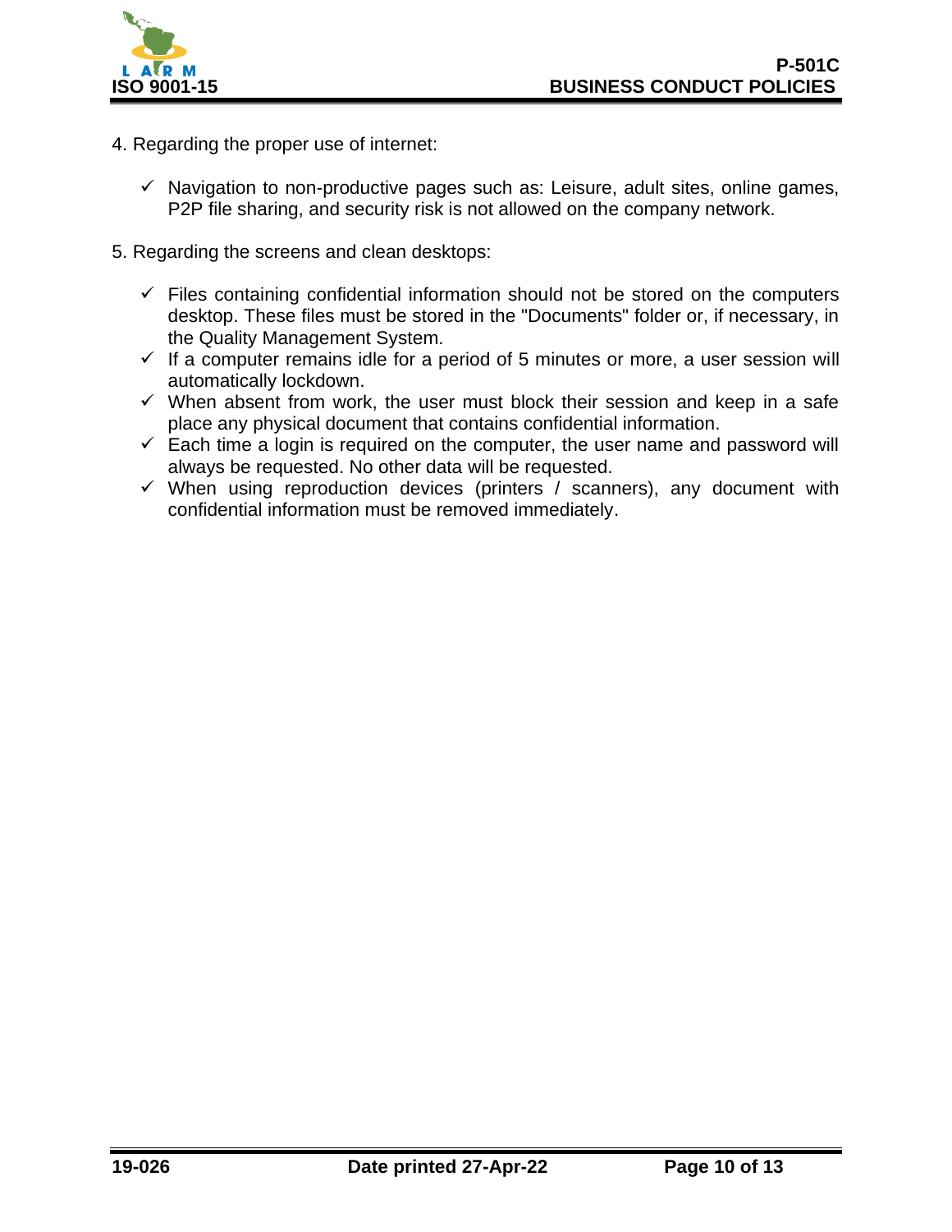4. Regarding the proper use of internet:

   - ✓ Navigation to non-productive pages such as: Leisure, adult sites, online games, P2P file sharing, and security risk is not allowed on the company network.

5. Regarding the screens and clean desktops:

   - ✓ Files containing confidential information should not be stored on the computers desktop. These files must be stored in the "Documents" folder or, if necessary, in the Quality Management System.
   - ✓ If a computer remains idle for a period of 5 minutes or more, a user session will automatically lockdown.
   - ✓ When absent from work, the user must block their session and keep in a safe place any physical document that contains confidential information.
   - ✓ Each time a login is required on the computer, the user name and password will always be requested. No other data will be requested.
   - ✓ When using reproduction devices (printers / scanners), any document with confidential information must be removed immediately.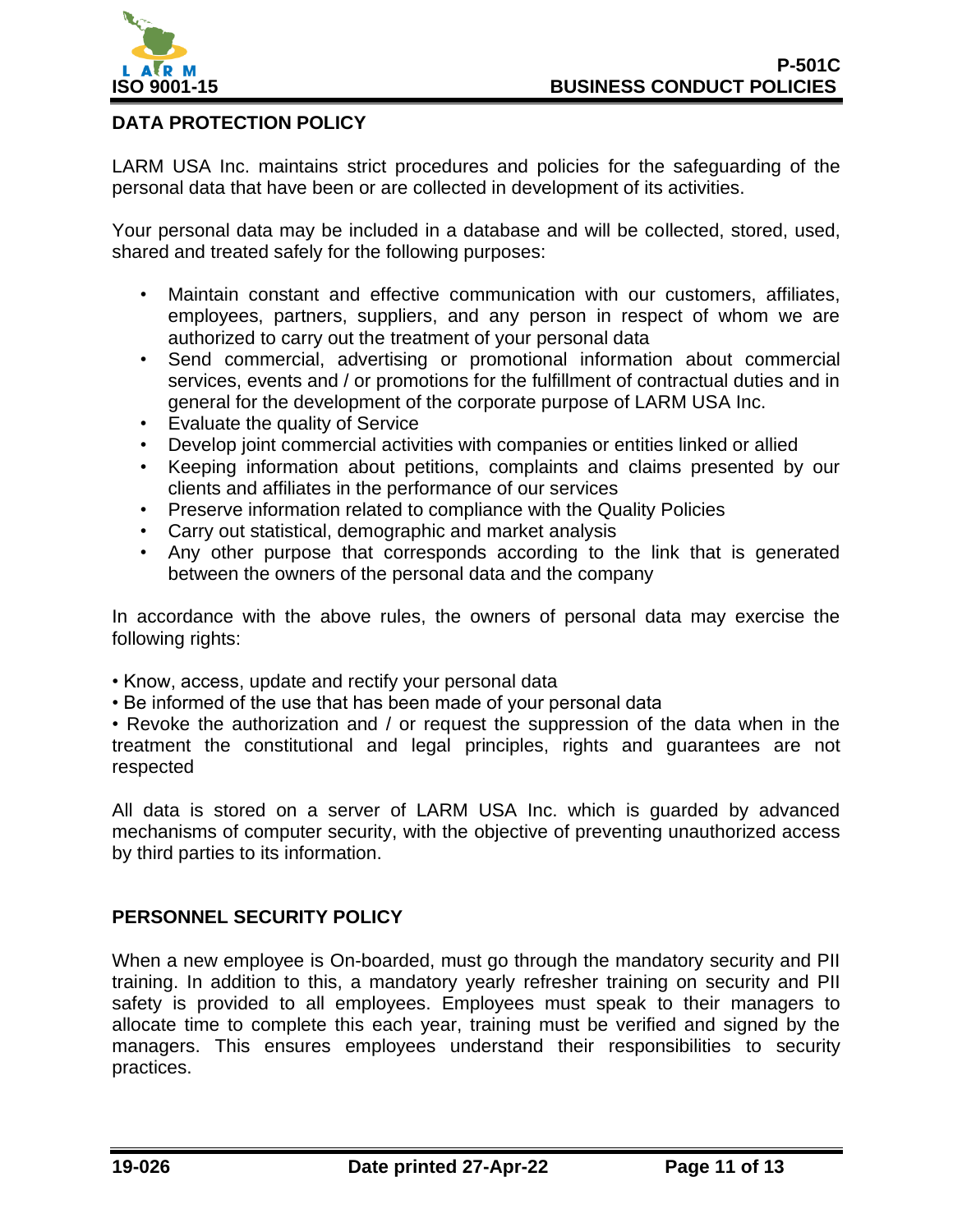## DATA PROTECTION POLICY

LARM USA Inc. maintains strict procedures and policies for the safeguarding of the personal data that have been or are collected in development of its activities.

Your personal data may be included in a database and will be collected, stored, used, shared and treated safely for the following purposes:

- Maintain constant and effective communication with our customers, affiliates, employees, partners, suppliers, and any person in respect of whom we are authorized to carry out the treatment of your personal data
- Send commercial, advertising or promotional information about commercial services, events and / or promotions for the fulfillment of contractual duties and in general for the development of the corporate purpose of LARM USA Inc.
- Evaluate the quality of Service
- Develop joint commercial activities with companies or entities linked or allied
- Keeping information about petitions, complaints and claims presented by our clients and affiliates in the performance of our services
- Preserve information related to compliance with the Quality Policies
- Carry out statistical, demographic and market analysis
- Any other purpose that corresponds according to the link that is generated between the owners of the personal data and the company

In accordance with the above rules, the owners of personal data may exercise the following rights:

- Know, access, update and rectify your personal data
- Be informed of the use that has been made of your personal data
- Revoke the authorization and / or request the suppression of the data when in the treatment the constitutional and legal principles, rights and guarantees are not respected

All data is stored on a server of LARM USA Inc. which is guarded by advanced mechanisms of computer security, with the objective of preventing unauthorized access by third parties to its information.

## PERSONNEL SECURITY POLICY

When a new employee is On-boarded, must go through the mandatory security and PII training. In addition to this, a mandatory yearly refresher training on security and PII safety is provided to all employees. Employees must speak to their managers to allocate time to complete this each year, training must be verified and signed by the managers. This ensures employees understand their responsibilities to security practices.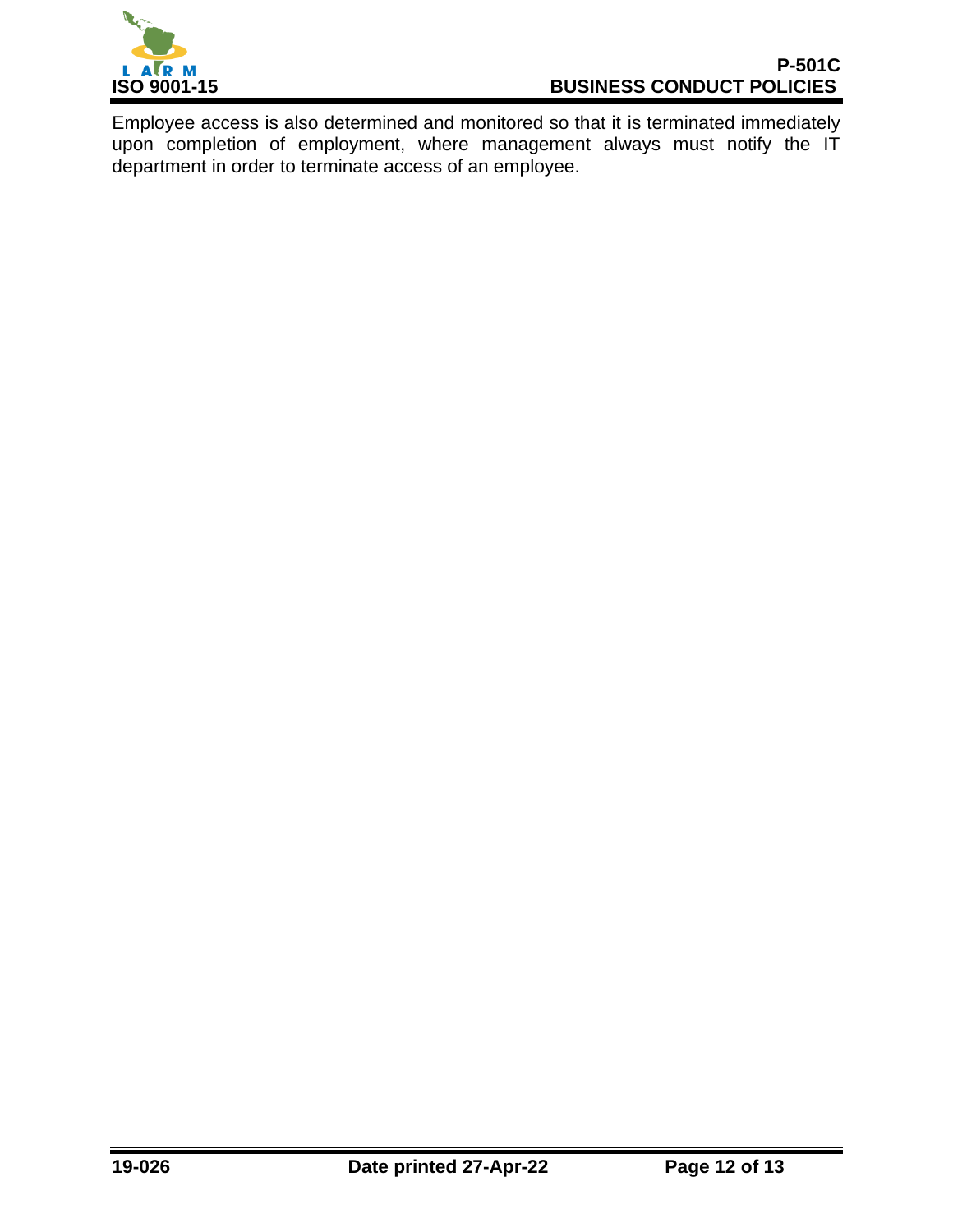Employee access is also determined and monitored so that it is terminated immediately upon completion of employment, where management always must notify the IT department in order to terminate access of an employee.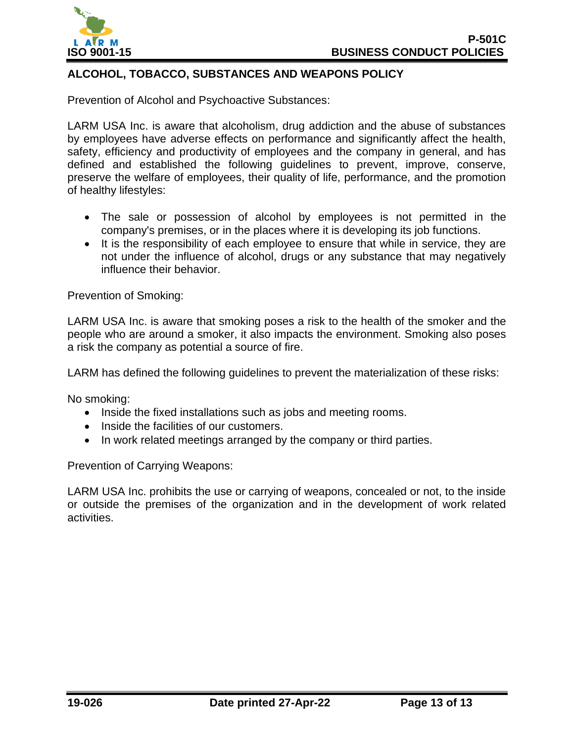## ALCOHOL, TOBACCO, SUBSTANCES AND WEAPONS POLICY

Prevention of Alcohol and Psychoactive Substances:

LARM USA Inc. is aware that alcoholism, drug addiction and the abuse of substances by employees have adverse effects on performance and significantly affect the health, safety, efficiency and productivity of employees and the company in general, and has defined and established the following guidelines to prevent, improve, conserve, preserve the welfare of employees, their quality of life, performance, and the promotion of healthy lifestyles:

- The sale or possession of alcohol by employees is not permitted in the company's premises, or in the places where it is developing its job functions.
- It is the responsibility of each employee to ensure that while in service, they are not under the influence of alcohol, drugs or any substance that may negatively influence their behavior.

Prevention of Smoking:

LARM USA Inc. is aware that smoking poses a risk to the health of the smoker and the people who are around a smoker, it also impacts the environment. Smoking also poses a risk the company as potential a source of fire.

LARM has defined the following guidelines to prevent the materialization of these risks:

No smoking:

- Inside the fixed installations such as jobs and meeting rooms.
- Inside the facilities of our customers.
- In work related meetings arranged by the company or third parties.

Prevention of Carrying Weapons:

LARM USA Inc. prohibits the use or carrying of weapons, concealed or not, to the inside or outside the premises of the organization and in the development of work related activities.